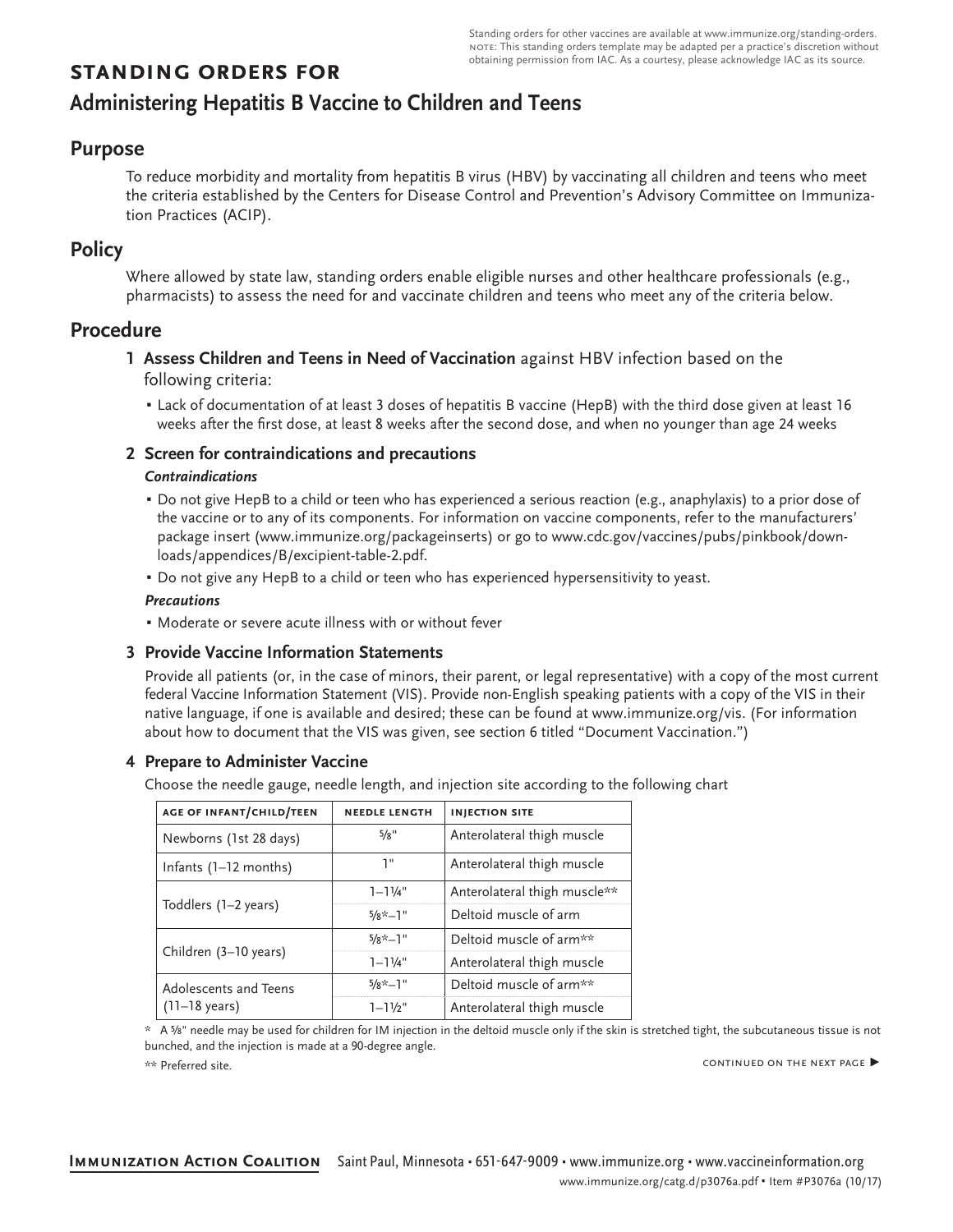Standing orders for other vaccines are available at www.immunize.org/standing-orders.
NOTE: This standing orders template may be adapted per a practice's discretion without obtaining permission from IAC. As a courtesy, please acknowledge IAC as its source.

# STANDING ORDERS FOR
# Administering Hepatitis B Vaccine to Children and Teens

## Purpose

To reduce morbidity and mortality from hepatitis B virus (HBV) by vaccinating all children and teens who meet the criteria established by the Centers for Disease Control and Prevention's Advisory Committee on Immunization Practices (ACIP).

## Policy

Where allowed by state law, standing orders enable eligible nurses and other healthcare professionals (e.g., pharmacists) to assess the need for and vaccinate children and teens who meet any of the criteria below.

## Procedure

### 1 Assess Children and Teens in Need of Vaccination against HBV infection based on the following criteria:

- Lack of documentation of at least 3 doses of hepatitis B vaccine (HepB) with the third dose given at least 16 weeks after the first dose, at least 8 weeks after the second dose, and when no younger than age 24 weeks

### 2 Screen for contraindications and precautions

***Contraindications***

- Do not give HepB to a child or teen who has experienced a serious reaction (e.g., anaphylaxis) to a prior dose of the vaccine or to any of its components. For information on vaccine components, refer to the manufacturers' package insert (www.immunize.org/packageinserts) or go to www.cdc.gov/vaccines/pubs/pinkbook/downloads/appendices/B/excipient-table-2.pdf.
- Do not give any HepB to a child or teen who has experienced hypersensitivity to yeast.

***Precautions***

- Moderate or severe acute illness with or without fever

### 3 Provide Vaccine Information Statements

Provide all patients (or, in the case of minors, their parent, or legal representative) with a copy of the most current federal Vaccine Information Statement (VIS). Provide non-English speaking patients with a copy of the VIS in their native language, if one is available and desired; these can be found at www.immunize.org/vis. (For information about how to document that the VIS was given, see section 6 titled "Document Vaccination.")

### 4 Prepare to Administer Vaccine

Choose the needle gauge, needle length, and injection site according to the following chart

| AGE OF INFANT/CHILD/TEEN | NEEDLE LENGTH | INJECTION SITE |
|---|---|---|
| Newborns (1st 28 days) | ⅝" | Anterolateral thigh muscle |
| Infants (1–12 months) | 1" | Anterolateral thigh muscle |
| Toddlers (1–2 years) | 1–1¼" | Anterolateral thigh muscle** |
| | ⅝*–1" | Deltoid muscle of arm |
| Children (3–10 years) | ⅝*–1" | Deltoid muscle of arm** |
| | 1–1¼" | Anterolateral thigh muscle |
| Adolescents and Teens (11–18 years) | ⅝*–1" | Deltoid muscle of arm** |
| | 1–1½" | Anterolateral thigh muscle |

\* A ⅝" needle may be used for children for IM injection in the deltoid muscle only if the skin is stretched tight, the subcutaneous tissue is not bunched, and the injection is made at a 90-degree angle.

** Preferred site.

CONTINUED ON THE NEXT PAGE ▶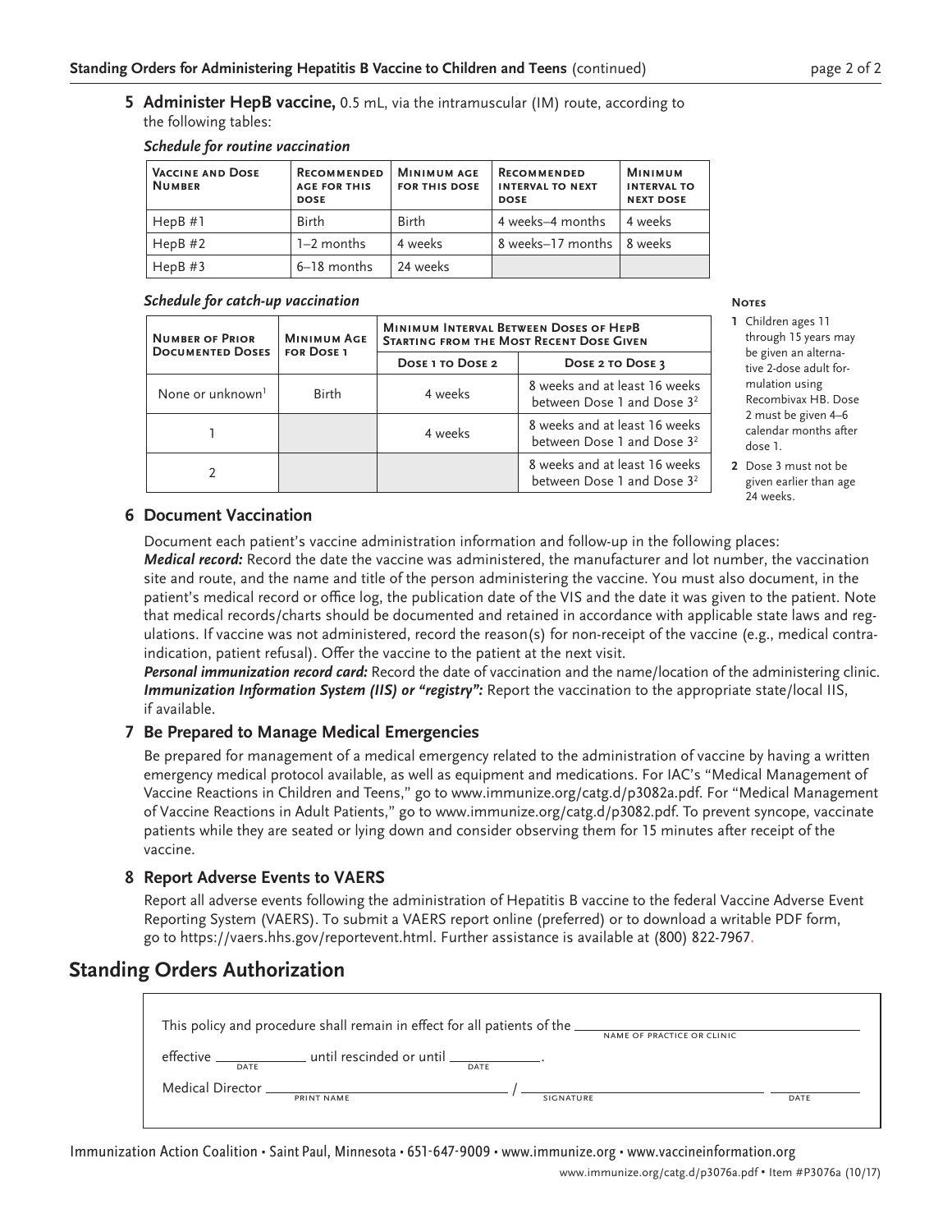**5 Administer HepB vaccine,** 0.5 mL, via the intramuscular (IM) route, according to the following tables:

***Schedule for routine vaccination***

| Vaccine and Dose Number | Recommended age for this dose | Minimum age for this dose | Recommended interval to next dose | Minimum interval to next dose |
|---|---|---|---|---|
| HepB #1 | Birth | Birth | 4 weeks–4 months | 4 weeks |
| HepB #2 | 1–2 months | 4 weeks | 8 weeks–17 months | 8 weeks |
| HepB #3 | 6–18 months | 24 weeks | | |

***Schedule for catch-up vaccination***

| Number of Prior Documented Doses | Minimum Age for Dose 1 | Minimum Interval Between Doses of HepB Starting from the Most Recent Dose Given | |
|---|---|---|---|
| | | Dose 1 to Dose 2 | Dose 2 to Dose 3 |
| None or unknown[1] | Birth | 4 weeks | 8 weeks and at least 16 weeks between Dose 1 and Dose 3[2] |
| 1 | | 4 weeks | 8 weeks and at least 16 weeks between Dose 1 and Dose 3[2] |
| 2 | | | 8 weeks and at least 16 weeks between Dose 1 and Dose 3[2] |

**Notes**

1. Children ages 11 through 15 years may be given an alternative 2-dose adult formulation using Recombivax HB. Dose 2 must be given 4–6 calendar months after dose 1.
2. Dose 3 must not be given earlier than age 24 weeks.

## 6 Document Vaccination

Document each patient's vaccine administration information and follow-up in the following places:

***Medical record:*** Record the date the vaccine was administered, the manufacturer and lot number, the vaccination site and route, and the name and title of the person administering the vaccine. You must also document, in the patient's medical record or office log, the publication date of the VIS and the date it was given to the patient. Note that medical records/charts should be documented and retained in accordance with applicable state laws and regulations. If vaccine was not administered, record the reason(s) for non-receipt of the vaccine (e.g., medical contraindication, patient refusal). Offer the vaccine to the patient at the next visit.

***Personal immunization record card:*** Record the date of vaccination and the name/location of the administering clinic.

***Immunization Information System (IIS) or "registry":*** Report the vaccination to the appropriate state/local IIS, if available.

## 7 Be Prepared to Manage Medical Emergencies

Be prepared for management of a medical emergency related to the administration of vaccine by having a written emergency medical protocol available, as well as equipment and medications. For IAC's "Medical Management of Vaccine Reactions in Children and Teens," go to www.immunize.org/catg.d/p3082a.pdf. For "Medical Management of Vaccine Reactions in Adult Patients," go to www.immunize.org/catg.d/p3082.pdf. To prevent syncope, vaccinate patients while they are seated or lying down and consider observing them for 15 minutes after receipt of the vaccine.

## 8 Report Adverse Events to VAERS

Report all adverse events following the administration of Hepatitis B vaccine to the federal Vaccine Adverse Event Reporting System (VAERS). To submit a VAERS report online (preferred) or to download a writable PDF form, go to https://vaers.hhs.gov/reportevent.html. Further assistance is available at (800) 822-7967.

# Standing Orders Authorization

This policy and procedure shall remain in effect for all patients of the ______________________ (NAME OF PRACTICE OR CLINIC)

effective ____________ (DATE) until rescinded or until ____________ (DATE).

Medical Director ______________________ (PRINT NAME) / ______________________ (SIGNATURE) ____________ (DATE)

Immunization Action Coalition • Saint Paul, Minnesota • 651-647-9009 • www.immunize.org • www.vaccineinformation.org

www.immunize.org/catg.d/p3076a.pdf • Item #P3076a (10/17)